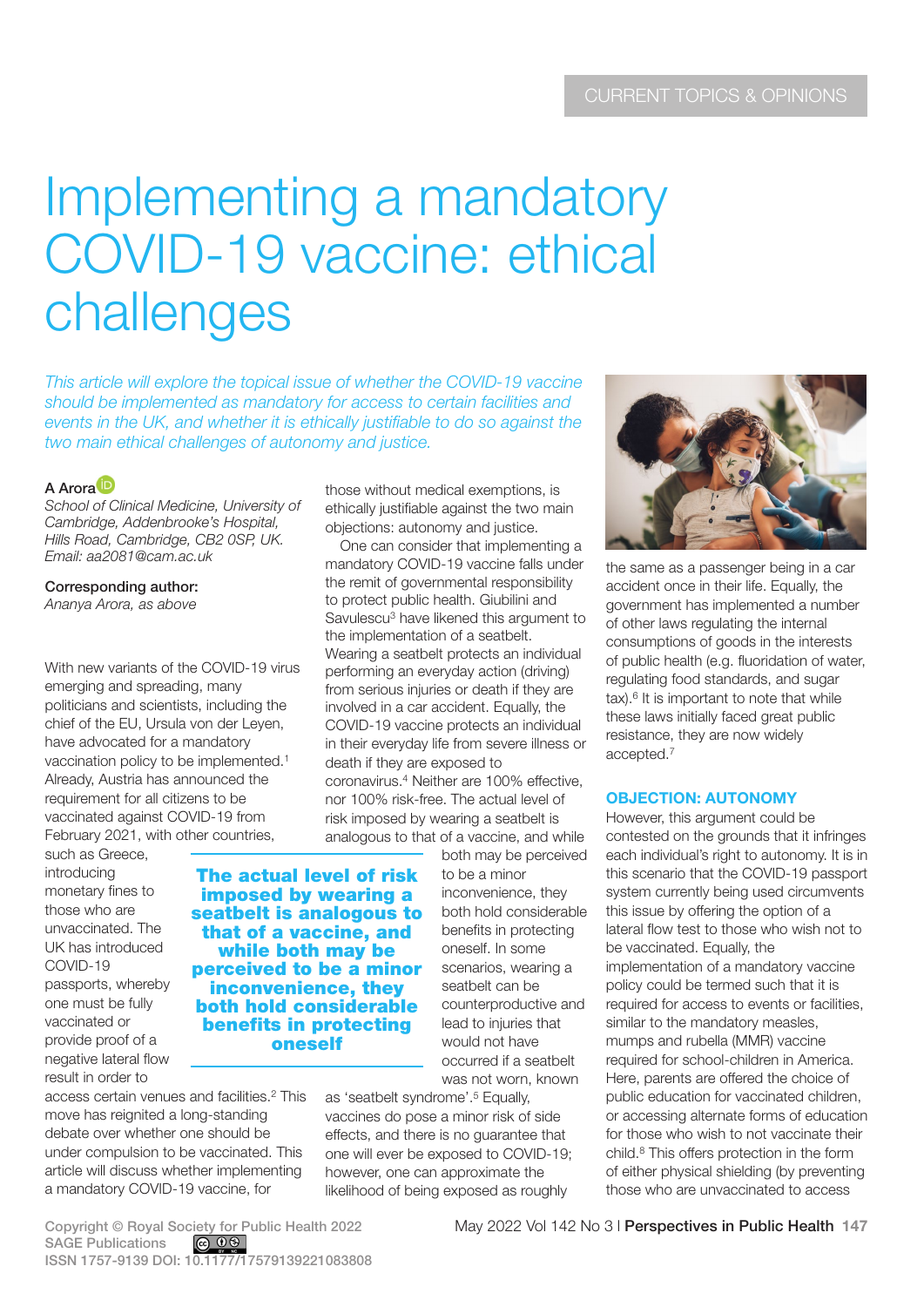# Implementing a mandatory COVID-19 vaccine: ethical challenges

*This article will explore the topical issue of whether the COVID-19 vaccine should be implemented as mandatory for access to certain facilities and events in the UK, and whether it is ethically justifiable to do so against the two main ethical challenges of autonomy and justice.*

**A Arora**
*School of Clinical Medicine, University of Cambridge, Addenbrooke's Hospital, Hills Road, Cambridge, CB2 0SP, UK. Email: aa2081@cam.ac.uk*

**Corresponding author:**
*Ananya Arora, as above*

With new variants of the COVID-19 virus emerging and spreading, many politicians and scientists, including the chief of the EU, Ursula von der Leyen, have advocated for a mandatory vaccination policy to be implemented.[1] Already, Austria has announced the requirement for all citizens to be vaccinated against COVID-19 from February 2021, with other countries, such as Greece, introducing monetary fines to those who are unvaccinated. The UK has introduced COVID-19 passports, whereby one must be fully vaccinated or provide proof of a negative lateral flow result in order to access certain venues and facilities.[2] This move has reignited a long-standing debate over whether one should be under compulsion to be vaccinated. This article will discuss whether implementing a mandatory COVID-19 vaccine, for those without medical exemptions, is ethically justifiable against the two main objections: autonomy and justice.

One can consider that implementing a mandatory COVID-19 vaccine falls under the remit of governmental responsibility to protect public health. Giubilini and Savulescu[3] have likened this argument to the implementation of a seatbelt. Wearing a seatbelt protects an individual performing an everyday action (driving) from serious injuries or death if they are involved in a car accident. Equally, the COVID-19 vaccine protects an individual in their everyday life from severe illness or death if they are exposed to coronavirus.[4] Neither are 100% effective, nor 100% risk-free. The actual level of risk imposed by wearing a seatbelt is analogous to that of a vaccine, and while both may be perceived to be a minor inconvenience, they both hold considerable benefits in protecting oneself. In some scenarios, wearing a seatbelt can be counterproductive and lead to injuries that would not have occurred if a seatbelt was not worn, known as 'seatbelt syndrome'.[5] Equally, vaccines do pose a minor risk of side effects, and there is no guarantee that one will ever be exposed to COVID-19; however, one can approximate the likelihood of being exposed as roughly the same as a passenger being in a car accident once in their life. Equally, the government has implemented a number of other laws regulating the internal consumptions of goods in the interests of public health (e.g. fluoridation of water, regulating food standards, and sugar tax).[6] It is important to note that while these laws initially faced great public resistance, they are now widely accepted.[7]

> **The actual level of risk imposed by wearing a seatbelt is analogous to that of a vaccine, and while both may be perceived to be a minor inconvenience, they both hold considerable benefits in protecting oneself**

### OBJECTION: AUTONOMY

However, this argument could be contested on the grounds that it infringes each individual's right to autonomy. It is in this scenario that the COVID-19 passport system currently being used circumvents this issue by offering the option of a lateral flow test to those who wish not to be vaccinated. Equally, the implementation of a mandatory vaccine policy could be termed such that it is required for access to events or facilities, similar to the mandatory measles, mumps and rubella (MMR) vaccine required for school-children in America. Here, parents are offered the choice of public education for vaccinated children, or accessing alternate forms of education for those who wish to not vaccinate their child.[8] This offers protection in the form of either physical shielding (by preventing those who are unvaccinated to access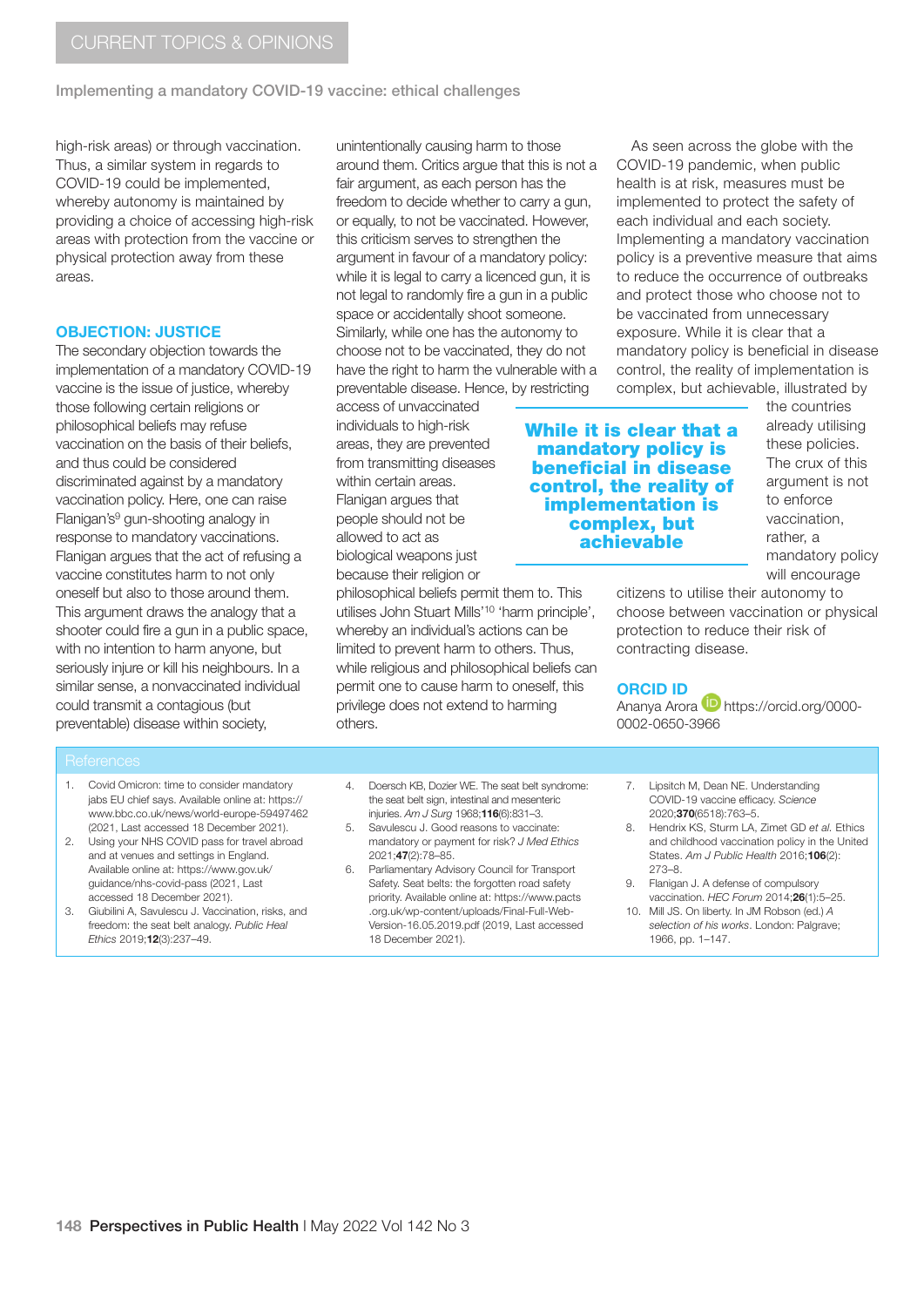high-risk areas) or through vaccination. Thus, a similar system in regards to COVID-19 could be implemented, whereby autonomy is maintained by providing a choice of accessing high-risk areas with protection from the vaccine or physical protection away from these areas.

## OBJECTION: JUSTICE

The secondary objection towards the implementation of a mandatory COVID-19 vaccine is the issue of justice, whereby those following certain religions or philosophical beliefs may refuse vaccination on the basis of their beliefs, and thus could be considered discriminated against by a mandatory vaccination policy. Here, one can raise Flanigan's[9] gun-shooting analogy in response to mandatory vaccinations. Flanigan argues that the act of refusing a vaccine constitutes harm to not only oneself but also to those around them. This argument draws the analogy that a shooter could fire a gun in a public space, with no intention to harm anyone, but seriously injure or kill his neighbours. In a similar sense, a nonvaccinated individual could transmit a contagious (but preventable) disease within society, unintentionally causing harm to those around them. Critics argue that this is not a fair argument, as each person has the freedom to decide whether to carry a gun, or equally, to be vaccinated. However, this criticism serves to strengthen the argument in favour of a mandatory policy: while it is legal to carry a licenced gun, it is not legal to randomly fire a gun in a public space or accidentally shoot someone. Similarly, while one has the autonomy to choose not to be vaccinated, they do not have the right to harm the vulnerable with a preventable disease. Hence, by restricting access of unvaccinated individuals to high-risk areas, they are prevented from transmitting diseases within certain areas. Flanigan argues that people should not be allowed to act as biological weapons just because their religion or philosophical beliefs permit them to. This utilises John Stuart Mills'[10] 'harm principle', whereby an individual's actions can be limited to prevent harm to others. Thus, while religious and philosophical beliefs can permit one to cause harm to oneself, this privilege does not extend to harming others.

As seen across the globe with the COVID-19 pandemic, when public health is at risk, measures must be implemented to protect the safety of each individual and each society. Implementing a mandatory vaccination policy is a preventive measure that aims to reduce the occurrence of outbreaks and protect those who choose not to be vaccinated from unnecessary exposure. While it is clear that a mandatory policy is beneficial in disease control, the reality of implementation is complex, but achievable, illustrated by the countries already utilising these policies. The crux of this argument is not to enforce vaccination, rather, a mandatory policy will encourage citizens to utilise their autonomy to choose between vaccination or physical protection to reduce their risk of contracting disease.

> **While it is clear that a mandatory policy is beneficial in disease control, the reality of implementation is complex, but achievable**

## ORCID ID

Ananya Arora https://orcid.org/0000-0002-0650-3966

## References

1. Covid Omicron: time to consider mandatory jabs EU chief says. Available online at: https://www.bbc.co.uk/news/world-europe-59497462 (2021, Last accessed 18 December 2021).
2. Using your NHS COVID pass for travel abroad and at venues and settings in England. Available online at: https://www.gov.uk/guidance/nhs-covid-pass (2021, Last accessed 18 December 2021).
3. Giubilini A, Savulescu J. Vaccination, risks, and freedom: the seat belt analogy. *Public Heal Ethics* 2019;**12**(3):237–49.
4. Doersch KB, Dozier WE. The seat belt syndrome: the seat belt sign, intestinal and mesenteric injuries. *Am J Surg* 1968;**116**(6):831–3.
5. Savulescu J. Good reasons to vaccinate: mandatory or payment for risk? *J Med Ethics* 2021;**47**(2):78–85.
6. Parliamentary Advisory Council for Transport Safety. Seat belts: the forgotten road safety priority. Available online at: https://www.pacts.org.uk/wp-content/uploads/Final-Full-Web-Version-16.05.2019.pdf (2019, Last accessed 18 December 2021).
7. Lipsitch M, Dean NE. Understanding COVID-19 vaccine efficacy. *Science* 2020;**370**(6518):763–5.
8. Hendrix KS, Sturm LA, Zimet GD *et al.* Ethics and childhood vaccination policy in the United States. *Am J Public Health* 2016;**106**(2):273–8.
9. Flanigan J. A defense of compulsory vaccination. *HEC Forum* 2014;**26**(1):5–25.
10. Mill JS. On liberty. In JM Robson (ed.) *A selection of his works*. London: Palgrave; 1966, pp. 1–147.